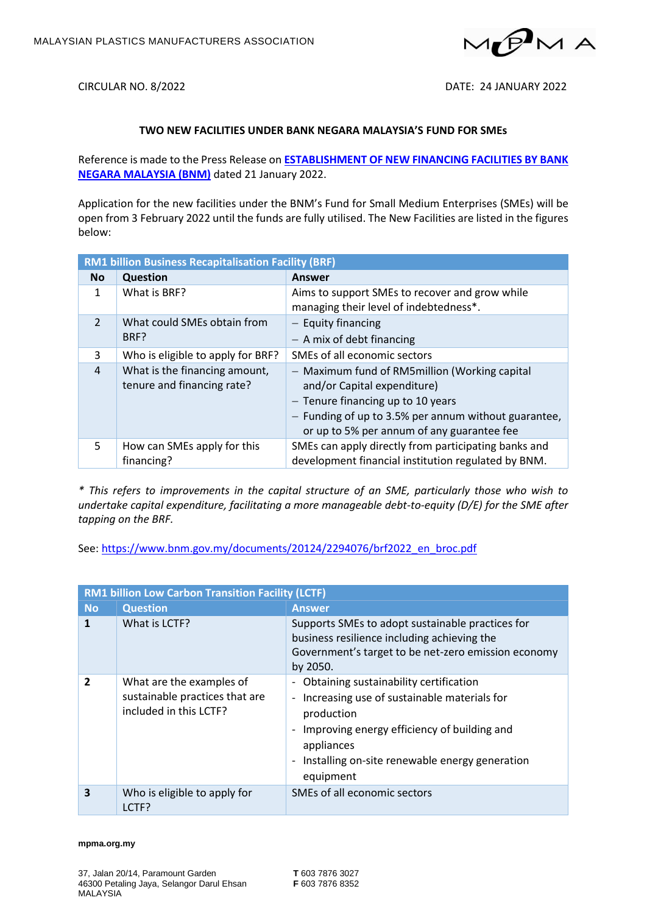MALAYSIAN PLASTICS MANUFACTURERS ASSOCIATION

CIRCULAR NO. 8/2022

DATE: 24 JANUARY 2022

**TWO NEW FACILITIES UNDER BANK NEGARA MALAYSIA'S FUND FOR SMEs**

Reference is made to the Press Release on **ESTABLISHMENT OF NEW FINANCING FACILITIES BY BANK NEGARA MALAYSIA (BNM)** dated 21 January 2022.

Application for the new facilities under the BNM's Fund for Small Medium Enterprises (SMEs) will be open from 3 February 2022 until the funds are fully utilised. The New Facilities are listed in the figures below:

| **RM1 billion Business Recapitalisation Facility (BRF)** | | |
|---|---|---|
| **No** | **Question** | **Answer** |
| 1 | What is BRF? | Aims to support SMEs to recover and grow while managing their level of indebtedness*. |
| 2 | What could SMEs obtain from BRF? | – Equity financing<br>– A mix of debt financing |
| 3 | Who is eligible to apply for BRF? | SMEs of all economic sectors |
| 4 | What is the financing amount, tenure and financing rate? | – Maximum fund of RM5million (Working capital and/or Capital expenditure)<br>– Tenure financing up to 10 years<br>– Funding of up to 3.5% per annum without guarantee, or up to 5% per annum of any guarantee fee |
| 5 | How can SMEs apply for this financing? | SMEs can apply directly from participating banks and development financial institution regulated by BNM. |

*\* This refers to improvements in the capital structure of an SME, particularly those who wish to undertake capital expenditure, facilitating a more manageable debt-to-equity (D/E) for the SME after tapping on the BRF.*

See: https://www.bnm.gov.my/documents/20124/2294076/brf2022_en_broc.pdf

| **RM1 billion Low Carbon Transition Facility (LCTF)** | | |
|---|---|---|
| **No** | **Question** | **Answer** |
| **1** | What is LCTF? | Supports SMEs to adopt sustainable practices for business resilience including achieving the Government's target to be net-zero emission economy by 2050. |
| **2** | What are the examples of sustainable practices that are included in this LCTF? | - Obtaining sustainability certification<br>- Increasing use of sustainable materials for production<br>- Improving energy efficiency of building and appliances<br>- Installing on-site renewable energy generation equipment |
| **3** | Who is eligible to apply for LCTF? | SMEs of all economic sectors |

mpma.org.my

37, Jalan 20/14, Paramount Garden
46300 Petaling Jaya, Selangor Darul Ehsan
MALAYSIA

**T** 603 7876 3027
**F** 603 7876 8352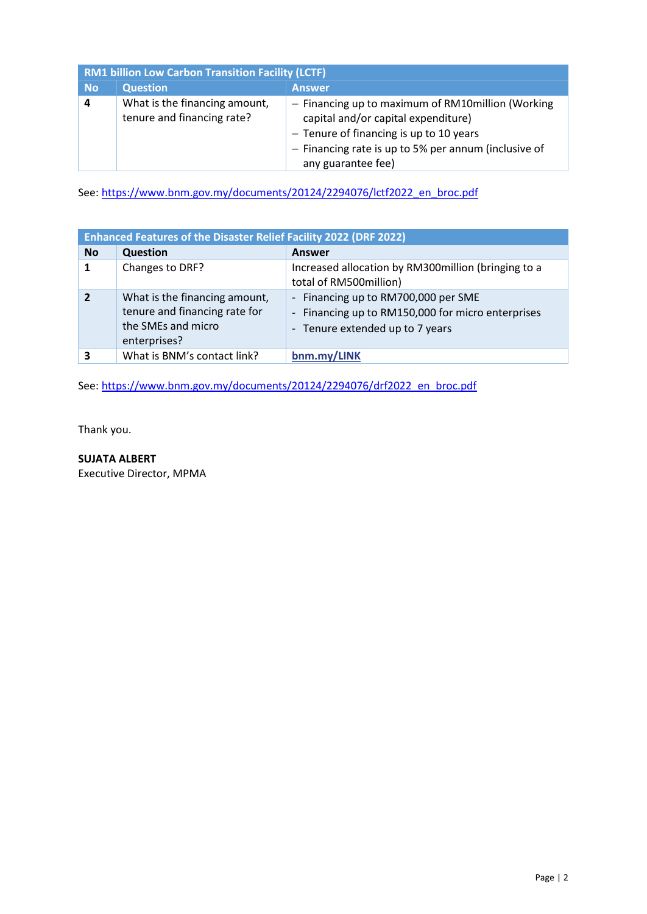| RM1 billion Low Carbon Transition Facility (LCTF) | | |
|---|---|---|
| **No** | **Question** | **Answer** |
| **4** | What is the financing amount, tenure and financing rate? | – Financing up to maximum of RM10million (Working capital and/or capital expenditure)<br>– Tenure of financing is up to 10 years<br>– Financing rate is up to 5% per annum (inclusive of any guarantee fee) |

See: https://www.bnm.gov.my/documents/20124/2294076/lctf2022_en_broc.pdf

| Enhanced Features of the Disaster Relief Facility 2022 (DRF 2022) | | |
|---|---|---|
| **No** | **Question** | **Answer** |
| **1** | Changes to DRF? | Increased allocation by RM300million (bringing to a total of RM500million) |
| **2** | What is the financing amount, tenure and financing rate for the SMEs and micro enterprises? | - Financing up to RM700,000 per SME<br>- Financing up to RM150,000 for micro enterprises<br>- Tenure extended up to 7 years |
| **3** | What is BNM's contact link? | **bnm.my/LINK** |

See: https://www.bnm.gov.my/documents/20124/2294076/drf2022_en_broc.pdf

Thank you.

**SUJATA ALBERT**
Executive Director, MPMA